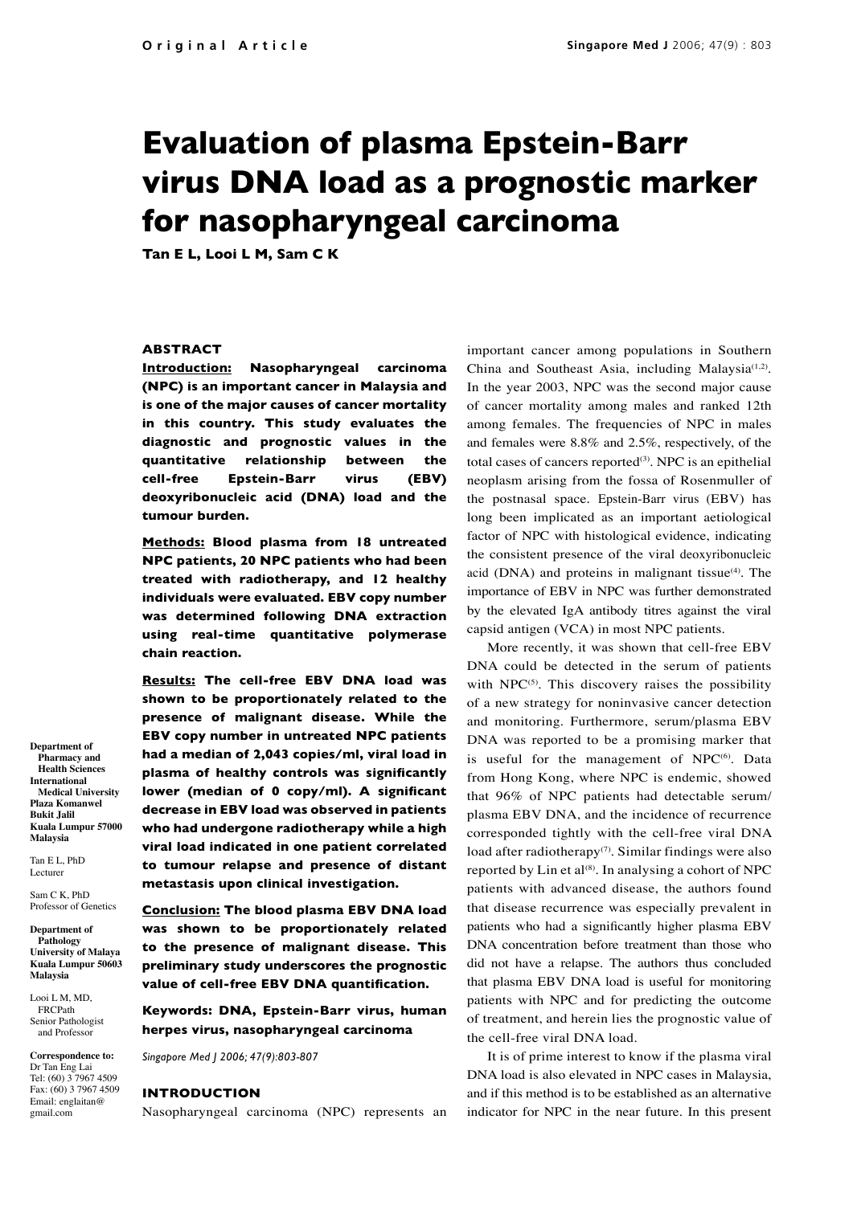Original Article

# Evaluation of plasma Epstein-Barr virus DNA load as a prognostic marker for nasopharyngeal carcinoma

**Tan E L, Looi L M, Sam C K**

## ABSTRACT

**Introduction:** **Nasopharyngeal carcinoma (NPC) is an important cancer in Malaysia and is one of the major causes of cancer mortality in this country. This study evaluates the diagnostic and prognostic values in the quantitative relationship between the cell-free Epstein-Barr virus (EBV) deoxyribonucleic acid (DNA) load and the tumour burden.**

**Methods:** **Blood plasma from 18 untreated NPC patients, 20 NPC patients who had been treated with radiotherapy, and 12 healthy individuals were evaluated. EBV copy number was determined following DNA extraction using real-time quantitative polymerase chain reaction.**

**Results:** **The cell-free EBV DNA load was shown to be proportionately related to the presence of malignant disease. While the EBV copy number in untreated NPC patients had a median of 2,043 copies/ml, viral load in plasma of healthy controls was significantly lower (median of 0 copy/ml). A significant decrease in EBV load was observed in patients who had undergone radiotherapy while a high viral load indicated in one patient correlated to tumour relapse and presence of distant metastasis upon clinical investigation.**

**Conclusion:** **The blood plasma EBV DNA load was shown to be proportionately related to the presence of malignant disease. This preliminary study underscores the prognostic value of cell-free EBV DNA quantification.**

**Keywords: DNA, Epstein-Barr virus, human herpes virus, nasopharyngeal carcinoma**

*Singapore Med J 2006; 47(9):803-807*

**Department of Pharmacy and Health Sciences International Medical University Plaza Komanwel Bukit Jalil Kuala Lumpur 57000 Malaysia**

Tan E L, PhD
Lecturer

Sam C K, PhD
Professor of Genetics

**Department of Pathology University of Malaya Kuala Lumpur 50603 Malaysia**

Looi L M, MD, FRCPath
Senior Pathologist and Professor

**Correspondence to:**
Dr Tan Eng Lai
Tel: (60) 3 7967 4509
Fax: (60) 3 7967 4509
Email: englaitan@gmail.com

## INTRODUCTION

Nasopharyngeal carcinoma (NPC) represents an important cancer among populations in Southern China and Southeast Asia, including Malaysia[1,2]. In the year 2003, NPC was the second major cause of cancer mortality among males and ranked 12th among females. The frequencies of NPC in males and females were 8.8% and 2.5%, respectively, of the total cases of cancers reported[3]. NPC is an epithelial neoplasm arising from the fossa of Rosenmuller of the postnasal space. Epstein-Barr virus (EBV) has long been implicated as an important aetiological factor of NPC with histological evidence, indicating the consistent presence of the viral deoxyribonucleic acid (DNA) and proteins in malignant tissue[4]. The importance of EBV in NPC was further demonstrated by the elevated IgA antibody titres against the viral capsid antigen (VCA) in most NPC patients.

More recently, it was shown that cell-free EBV DNA could be detected in the serum of patients with NPC[5]. This discovery raises the possibility of a new strategy for noninvasive cancer detection and monitoring. Furthermore, serum/plasma EBV DNA was reported to be a promising marker that is useful for the management of NPC[6]. Data from Hong Kong, where NPC is endemic, showed that 96% of NPC patients had detectable serum/plasma EBV DNA, and the incidence of recurrence corresponded tightly with the cell-free viral DNA load after radiotherapy[7]. Similar findings were also reported by Lin et al[8]. In analysing a cohort of NPC patients with advanced disease, the authors found that disease recurrence was especially prevalent in patients who had a significantly higher plasma EBV DNA concentration before treatment than those who did not have a relapse. The authors thus concluded that plasma EBV DNA load is useful for monitoring patients with NPC and for predicting the outcome of treatment, and herein lies the prognostic value of the cell-free viral DNA load.

It is of prime interest to know if the plasma viral DNA load is also elevated in NPC cases in Malaysia, and if this method is to be established as an alternative indicator for NPC in the near future. In this present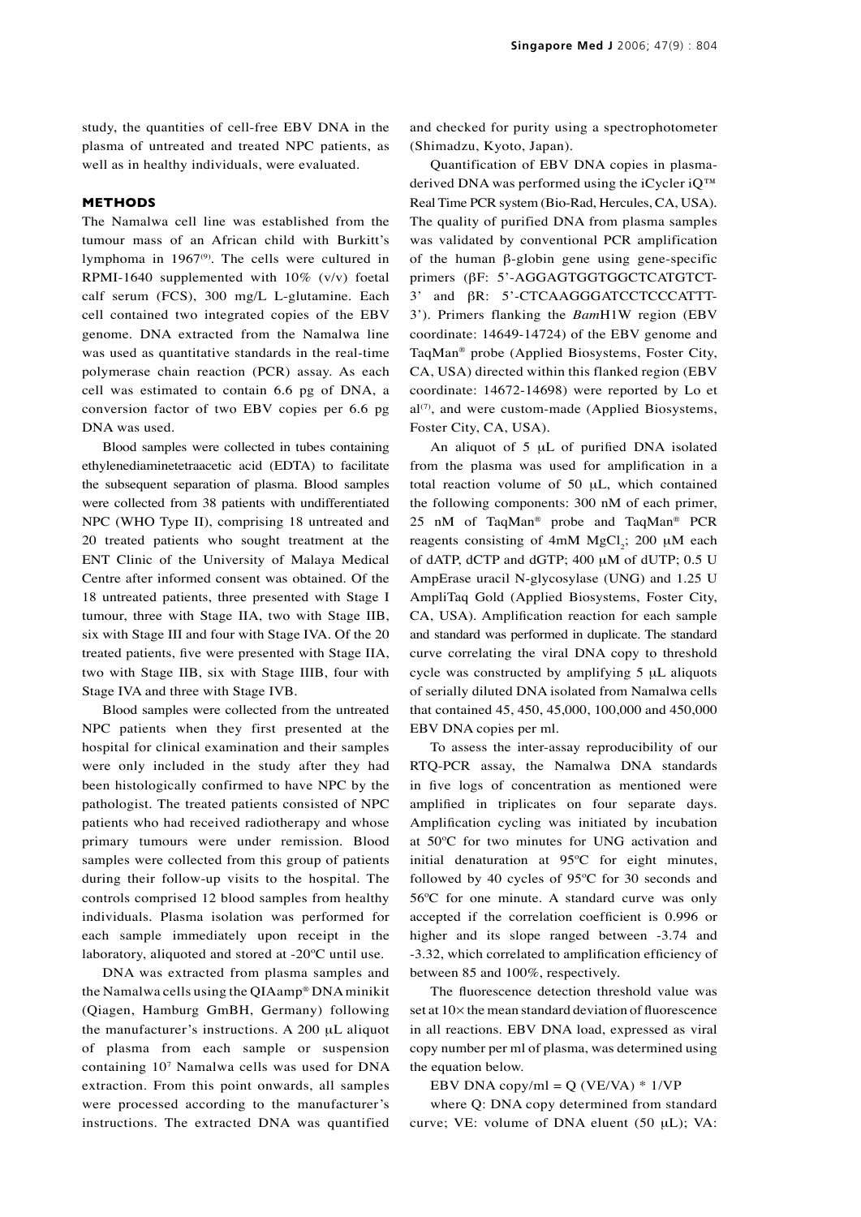study, the quantities of cell-free EBV DNA in the plasma of untreated and treated NPC patients, as well as in healthy individuals, were evaluated.

## METHODS

The Namalwa cell line was established from the tumour mass of an African child with Burkitt's lymphoma in 1967[9]. The cells were cultured in RPMI-1640 supplemented with 10% (v/v) foetal calf serum (FCS), 300 mg/L L-glutamine. Each cell contained two integrated copies of the EBV genome. DNA extracted from the Namalwa line was used as quantitative standards in the real-time polymerase chain reaction (PCR) assay. As each cell was estimated to contain 6.6 pg of DNA, a conversion factor of two EBV copies per 6.6 pg DNA was used.

Blood samples were collected in tubes containing ethylenediaminetetraacetic acid (EDTA) to facilitate the subsequent separation of plasma. Blood samples were collected from 38 patients with undifferentiated NPC (WHO Type II), comprising 18 untreated and 20 treated patients who sought treatment at the ENT Clinic of the University of Malaya Medical Centre after informed consent was obtained. Of the 18 untreated patients, three presented with Stage I tumour, three with Stage IIA, two with Stage IIB, six with Stage III and four with Stage IVA. Of the 20 treated patients, five were presented with Stage IIA, two with Stage IIB, six with Stage IIIB, four with Stage IVA and three with Stage IVB.

Blood samples were collected from the untreated NPC patients when they first presented at the hospital for clinical examination and their samples were only included in the study after they had been histologically confirmed to have NPC by the pathologist. The treated patients consisted of NPC patients who had received radiotherapy and whose primary tumours were under remission. Blood samples were collected from this group of patients during their follow-up visits to the hospital. The controls comprised 12 blood samples from healthy individuals. Plasma isolation was performed for each sample immediately upon receipt in the laboratory, aliquoted and stored at -20ºC until use.

DNA was extracted from plasma samples and the Namalwa cells using the QIAamp® DNA minikit (Qiagen, Hamburg GmBH, Germany) following the manufacturer's instructions. A 200 μL aliquot of plasma from each sample or suspension containing $10^7$ Namalwa cells was used for DNA extraction. From this point onwards, all samples were processed according to the manufacturer's instructions. The extracted DNA was quantified and checked for purity using a spectrophotometer (Shimadzu, Kyoto, Japan).

Quantification of EBV DNA copies in plasma-derived DNA was performed using the iCycler iQ™ Real Time PCR system (Bio-Rad, Hercules, CA, USA). The quality of purified DNA from plasma samples was validated by conventional PCR amplification of the human β-globin gene using gene-specific primers (βF: 5'-AGGAGTGGTGGCTCATGTCT-3' and βR: 5'-CTCAAGGGATCCTCCCATTT-3'). Primers flanking the *Bam*H1W region (EBV coordinate: 14649-14724) of the EBV genome and TaqMan® probe (Applied Biosystems, Foster City, CA, USA) directed within this flanked region (EBV coordinate: 14672-14698) were reported by Lo et al[7], and were custom-made (Applied Biosystems, Foster City, CA, USA).

An aliquot of 5 μL of purified DNA isolated from the plasma was used for amplification in a total reaction volume of 50 μL, which contained the following components: 300 nM of each primer, 25 nM of TaqMan® probe and TaqMan® PCR reagents consisting of 4mM $MgCl_2$; 200 μM each of dATP, dCTP and dGTP; 400 μM of dUTP; 0.5 U AmpErase uracil N-glycosylase (UNG) and 1.25 U AmpliTaq Gold (Applied Biosystems, Foster City, CA, USA). Amplification reaction for each sample and standard was performed in duplicate. The standard curve correlating the viral DNA copy to threshold cycle was constructed by amplifying 5 μL aliquots of serially diluted DNA isolated from Namalwa cells that contained 45, 450, 45,000, 100,000 and 450,000 EBV DNA copies per ml.

To assess the inter-assay reproducibility of our RTQ-PCR assay, the Namalwa DNA standards in five logs of concentration as mentioned were amplified in triplicates on four separate days. Amplification cycling was initiated by incubation at 50ºC for two minutes for UNG activation and initial denaturation at 95ºC for eight minutes, followed by 40 cycles of 95ºC for 30 seconds and 56ºC for one minute. A standard curve was only accepted if the correlation coefficient is 0.996 or higher and its slope ranged between -3.74 and -3.32, which correlated to amplification efficiency of between 85 and 100%, respectively.

The fluorescence detection threshold value was set at 10× the mean standard deviation of fluorescence in all reactions. EBV DNA load, expressed as viral copy number per ml of plasma, was determined using the equation below.

$$\text{EBV DNA copy/ml} = Q\,(VE/VA) * 1/VP$$

where Q: DNA copy determined from standard curve; VE: volume of DNA eluent (50 μL); VA: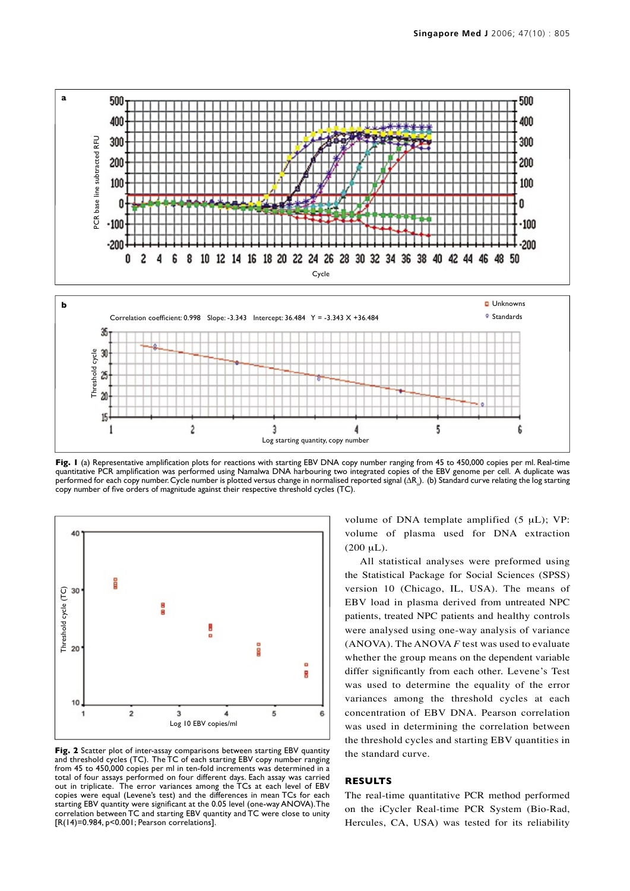**Fig. 1** (a) Representative amplification plots for reactions with starting EBV DNA copy number ranging from 45 to 450,000 copies per ml. Real-time quantitative PCR amplification was performed using Namalwa DNA harbouring two integrated copies of the EBV genome per cell. A duplicate was performed for each copy number. Cycle number is plotted versus change in normalised reported signal ($\Delta R_n$). (b) Standard curve relating the log starting copy number of five orders of magnitude against their respective threshold cycles (TC).

**Fig. 2** Scatter plot of inter-assay comparisons between starting EBV quantity and threshold cycles (TC). The TC of each starting EBV copy number ranging from 45 to 450,000 copies per ml in ten-fold increments was determined in a total of four assays performed on four different days. Each assay was carried out in triplicate. The error variances among the TCs at each level of EBV copies were equal (Levene's test) and the differences in mean TCs for each starting EBV quantity were significant at the 0.05 level (one-way ANOVA). The correlation between TC and starting EBV quantity and TC were close to unity [R(14)=0.984, p<0.001; Pearson correlations].

volume of DNA template amplified (5 μL); VP: volume of plasma used for DNA extraction (200 μL).

All statistical analyses were preformed using the Statistical Package for Social Sciences (SPSS) version 10 (Chicago, IL, USA). The means of EBV load in plasma derived from untreated NPC patients, treated NPC patients and healthy controls were analysed using one-way analysis of variance (ANOVA). The ANOVA *F* test was used to evaluate whether the group means on the dependent variable differ significantly from each other. Levene's Test was used to determine the equality of the error variances among the threshold cycles at each concentration of EBV DNA. Pearson correlation was used in determining the correlation between the threshold cycles and starting EBV quantities in the standard curve.

## RESULTS

The real-time quantitative PCR method performed on the iCycler Real-time PCR System (Bio-Rad, Hercules, CA, USA) was tested for its reliability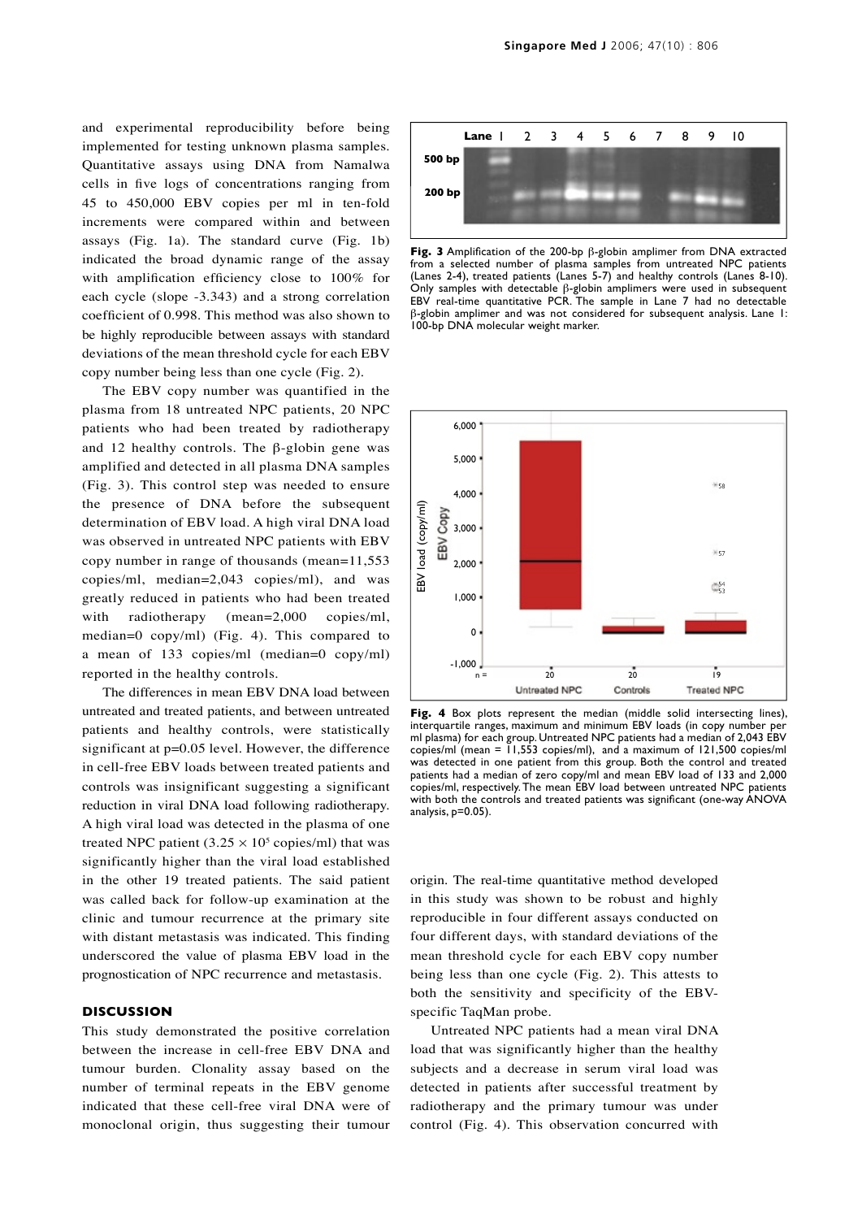and experimental reproducibility before being implemented for testing unknown plasma samples. Quantitative assays using DNA from Namalwa cells in five logs of concentrations ranging from 45 to 450,000 EBV copies per ml in ten-fold increments were compared within and between assays (Fig. 1a). The standard curve (Fig. 1b) indicated the broad dynamic range of the assay with amplification efficiency close to 100% for each cycle (slope -3.343) and a strong correlation coefficient of 0.998. This method was also shown to be highly reproducible between assays with standard deviations of the mean threshold cycle for each EBV copy number being less than one cycle (Fig. 2).

The EBV copy number was quantified in the plasma from 18 untreated NPC patients, 20 NPC patients who had been treated by radiotherapy and 12 healthy controls. The β-globin gene was amplified and detected in all plasma DNA samples (Fig. 3). This control step was needed to ensure the presence of DNA before the subsequent determination of EBV load. A high viral DNA load was observed in untreated NPC patients with EBV copy number in range of thousands (mean=11,553 copies/ml, median=2,043 copies/ml), and was greatly reduced in patients who had been treated with radiotherapy (mean=2,000 copies/ml, median=0 copy/ml) (Fig. 4). This compared to a mean of 133 copies/ml (median=0 copy/ml) reported in the healthy controls.

The differences in mean EBV DNA load between untreated and treated patients, and between untreated patients and healthy controls, were statistically significant at p=0.05 level. However, the difference in cell-free EBV loads between treated patients and controls was insignificant suggesting a significant reduction in viral DNA load following radiotherapy. A high viral load was detected in the plasma of one treated NPC patient ($3.25 \times 10^5$ copies/ml) that was significantly higher than the viral load established in the other 19 treated patients. The said patient was called back for follow-up examination at the clinic and tumour recurrence at the primary site with distant metastasis was indicated. This finding underscored the value of plasma EBV load in the prognostication of NPC recurrence and metastasis.

**Fig. 3** Amplification of the 200-bp β-globin amplimer from DNA extracted from a selected number of plasma samples from untreated NPC patients (Lanes 2-4), treated patients (Lanes 5-7) and healthy controls (Lanes 8-10). Only samples with detectable β-globin amplimers were used in subsequent EBV real-time quantitative PCR. The sample in Lane 7 had no detectable β-globin amplimer and was not considered for subsequent analysis. Lane 1: 100-bp DNA molecular weight marker.

**Fig. 4** Box plots represent the median (middle solid intersecting lines), interquartile ranges, maximum and minimum EBV loads (in copy number per ml plasma) for each group. Untreated NPC patients had a median of 2,043 EBV copies/ml (mean = 11,553 copies/ml), and a maximum of 121,500 copies/ml was detected in one patient from this group. Both the control and treated patients had a median of zero copy/ml and mean EBV load of 133 and 2,000 copies/ml, respectively. The mean EBV load between untreated NPC patients with both the controls and treated patients was significant (one-way ANOVA analysis, p=0.05).

## DISCUSSION

This study demonstrated the positive correlation between the increase in cell-free EBV DNA and tumour burden. Clonality assay based on the number of terminal repeats in the EBV genome indicated that these cell-free viral DNA were of monoclonal origin, thus suggesting their tumour origin. The real-time quantitative method developed in this study was shown to be robust and highly reproducible in four different assays conducted on four different days, with standard deviations of the mean threshold cycle for each EBV copy number being less than one cycle (Fig. 2). This attests to both the sensitivity and specificity of the EBV-specific TaqMan probe.

Untreated NPC patients had a mean viral DNA load that was significantly higher than the healthy subjects and a decrease in serum viral load was detected in patients after successful treatment by radiotherapy and the primary tumour was under control (Fig. 4). This observation concurred with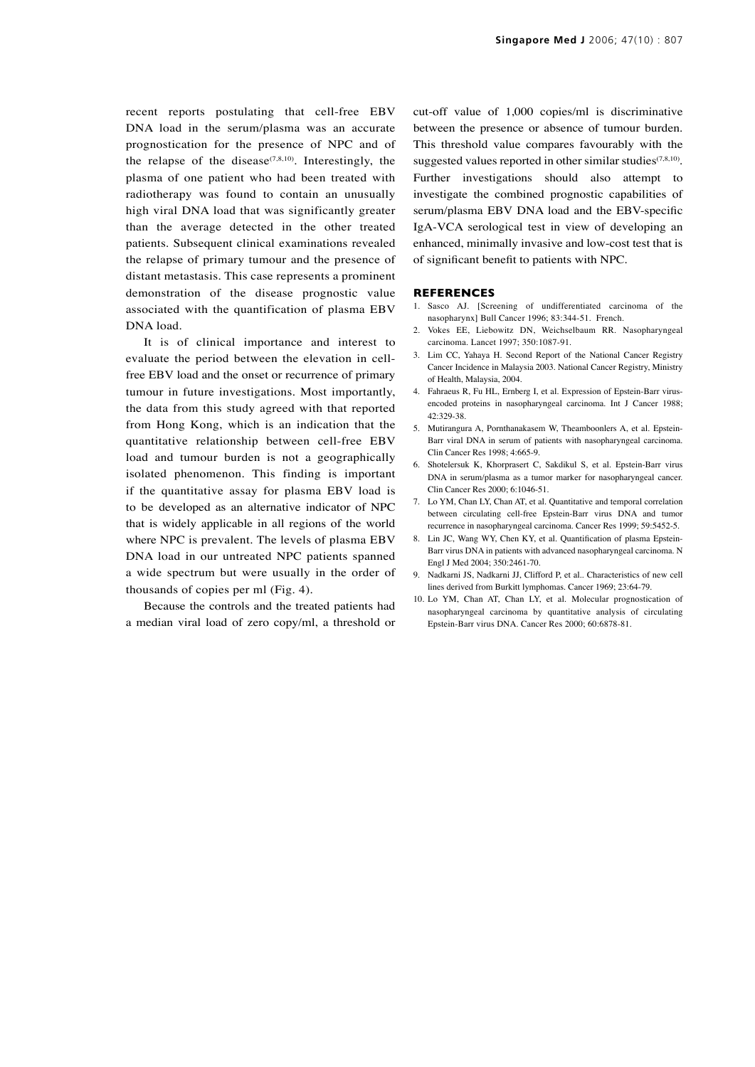recent reports postulating that cell-free EBV DNA load in the serum/plasma was an accurate prognostication for the presence of NPC and of the relapse of the disease[7,8,10]. Interestingly, the plasma of one patient who had been treated with radiotherapy was found to contain an unusually high viral DNA load that was significantly greater than the average detected in the other treated patients. Subsequent clinical examinations revealed the relapse of primary tumour and the presence of distant metastasis. This case represents a prominent demonstration of the disease prognostic value associated with the quantification of plasma EBV DNA load.

It is of clinical importance and interest to evaluate the period between the elevation in cell-free EBV load and the onset or recurrence of primary tumour in future investigations. Most importantly, the data from this study agreed with that reported from Hong Kong, which is an indication that the quantitative relationship between cell-free EBV load and tumour burden is not a geographically isolated phenomenon. This finding is important if the quantitative assay for plasma EBV load is to be developed as an alternative indicator of NPC that is widely applicable in all regions of the world where NPC is prevalent. The levels of plasma EBV DNA load in our untreated NPC patients spanned a wide spectrum but were usually in the order of thousands of copies per ml (Fig. 4).

Because the controls and the treated patients had a median viral load of zero copy/ml, a threshold or cut-off value of 1,000 copies/ml is discriminative between the presence or absence of tumour burden. This threshold value compares favourably with the suggested values reported in other similar studies[7,8,10]. Further investigations should also attempt to investigate the combined prognostic capabilities of serum/plasma EBV DNA load and the EBV-specific IgA-VCA serological test in view of developing an enhanced, minimally invasive and low-cost test that is of significant benefit to patients with NPC.

## REFERENCES

1. Sasco AJ. [Screening of undifferentiated carcinoma of the nasopharynx] Bull Cancer 1996; 83:344-51. French.
2. Vokes EE, Liebowitz DN, Weichselbaum RR. Nasopharyngeal carcinoma. Lancet 1997; 350:1087-91.
3. Lim CC, Yahaya H. Second Report of the National Cancer Registry Cancer Incidence in Malaysia 2003. National Cancer Registry, Ministry of Health, Malaysia, 2004.
4. Fahraeus R, Fu HL, Ernberg I, et al. Expression of Epstein-Barr virus-encoded proteins in nasopharyngeal carcinoma. Int J Cancer 1988; 42:329-38.
5. Mutirangura A, Pornthanakasem W, Theamboonlers A, et al. Epstein-Barr viral DNA in serum of patients with nasopharyngeal carcinoma. Clin Cancer Res 1998; 4:665-9.
6. Shotelersuk K, Khorprasert C, Sakdikul S, et al. Epstein-Barr virus DNA in serum/plasma as a tumor marker for nasopharyngeal cancer. Clin Cancer Res 2000; 6:1046-51.
7. Lo YM, Chan LY, Chan AT, et al. Quantitative and temporal correlation between circulating cell-free Epstein-Barr virus DNA and tumor recurrence in nasopharyngeal carcinoma. Cancer Res 1999; 59:5452-5.
8. Lin JC, Wang WY, Chen KY, et al. Quantification of plasma Epstein-Barr virus DNA in patients with advanced nasopharyngeal carcinoma. N Engl J Med 2004; 350:2461-70.
9. Nadkarni JS, Nadkarni JJ, Clifford P, et al.. Characteristics of new cell lines derived from Burkitt lymphomas. Cancer 1969; 23:64-79.
10. Lo YM, Chan AT, Chan LY, et al. Molecular prognostication of nasopharyngeal carcinoma by quantitative analysis of circulating Epstein-Barr virus DNA. Cancer Res 2000; 60:6878-81.